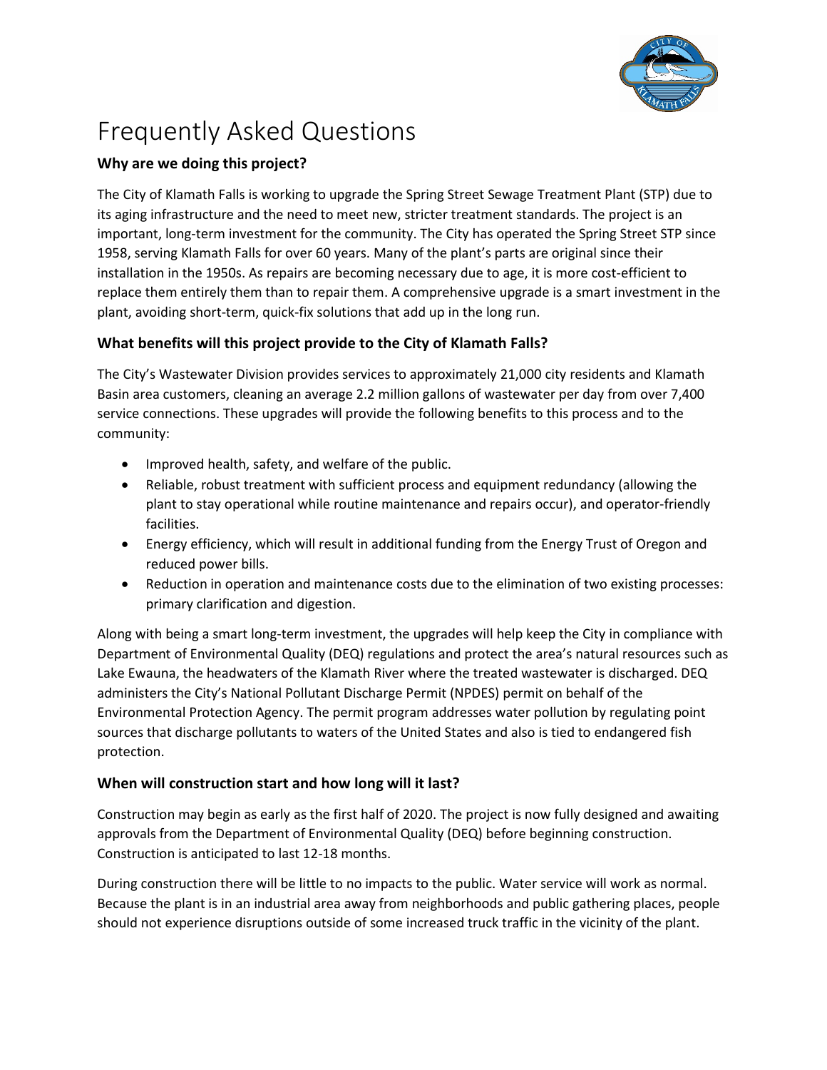# Frequently Asked Questions

### Why are we doing this project?

The City of Klamath Falls is working to upgrade the Spring Street Sewage Treatment Plant (STP) due to its aging infrastructure and the need to meet new, stricter treatment standards. The project is an important, long-term investment for the community. The City has operated the Spring Street STP since 1958, serving Klamath Falls for over 60 years. Many of the plant's parts are original since their installation in the 1950s. As repairs are becoming necessary due to age, it is more cost-efficient to replace them entirely them than to repair them. A comprehensive upgrade is a smart investment in the plant, avoiding short-term, quick-fix solutions that add up in the long run.

### What benefits will this project provide to the City of Klamath Falls?

The City's Wastewater Division provides services to approximately 21,000 city residents and Klamath Basin area customers, cleaning an average 2.2 million gallons of wastewater per day from over 7,400 service connections. These upgrades will provide the following benefits to this process and to the community:

- Improved health, safety, and welfare of the public.
- Reliable, robust treatment with sufficient process and equipment redundancy (allowing the plant to stay operational while routine maintenance and repairs occur), and operator-friendly facilities.
- Energy efficiency, which will result in additional funding from the Energy Trust of Oregon and reduced power bills.
- Reduction in operation and maintenance costs due to the elimination of two existing processes: primary clarification and digestion.

Along with being a smart long-term investment, the upgrades will help keep the City in compliance with Department of Environmental Quality (DEQ) regulations and protect the area's natural resources such as Lake Ewauna, the headwaters of the Klamath River where the treated wastewater is discharged. DEQ administers the City's National Pollutant Discharge Permit (NPDES) permit on behalf of the Environmental Protection Agency. The permit program addresses water pollution by regulating point sources that discharge pollutants to waters of the United States and also is tied to endangered fish protection.

### When will construction start and how long will it last?

Construction may begin as early as the first half of 2020. The project is now fully designed and awaiting approvals from the Department of Environmental Quality (DEQ) before beginning construction. Construction is anticipated to last 12-18 months.

During construction there will be little to no impacts to the public. Water service will work as normal. Because the plant is in an industrial area away from neighborhoods and public gathering places, people should not experience disruptions outside of some increased truck traffic in the vicinity of the plant.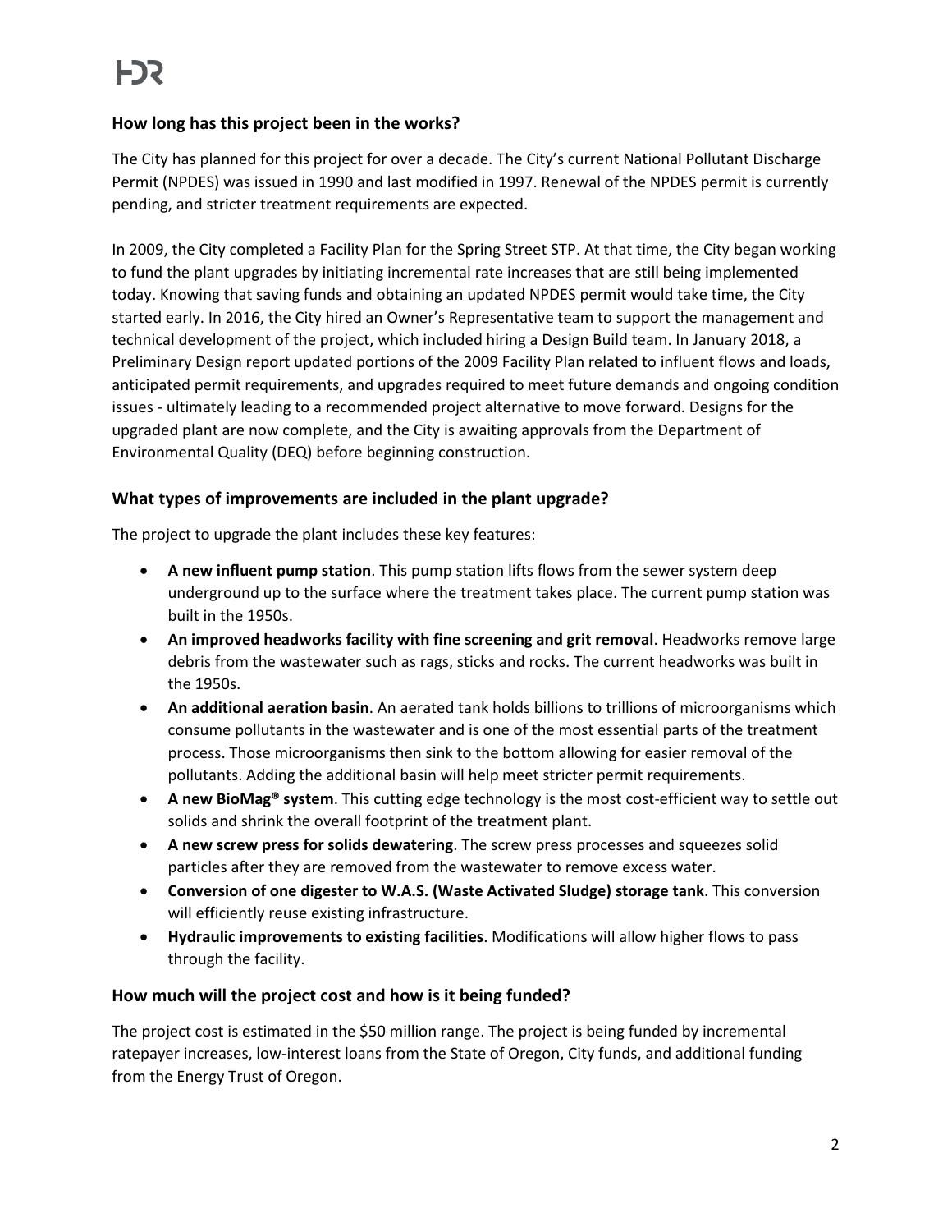## How long has this project been in the works?

The City has planned for this project for over a decade. The City's current National Pollutant Discharge Permit (NPDES) was issued in 1990 and last modified in 1997. Renewal of the NPDES permit is currently pending, and stricter treatment requirements are expected.

In 2009, the City completed a Facility Plan for the Spring Street STP. At that time, the City began working to fund the plant upgrades by initiating incremental rate increases that are still being implemented today. Knowing that saving funds and obtaining an updated NPDES permit would take time, the City started early. In 2016, the City hired an Owner's Representative team to support the management and technical development of the project, which included hiring a Design Build team. In January 2018, a Preliminary Design report updated portions of the 2009 Facility Plan related to influent flows and loads, anticipated permit requirements, and upgrades required to meet future demands and ongoing condition issues - ultimately leading to a recommended project alternative to move forward. Designs for the upgraded plant are now complete, and the City is awaiting approvals from the Department of Environmental Quality (DEQ) before beginning construction.

## What types of improvements are included in the plant upgrade?

The project to upgrade the plant includes these key features:

- **A new influent pump station**. This pump station lifts flows from the sewer system deep underground up to the surface where the treatment takes place. The current pump station was built in the 1950s.
- **An improved headworks facility with fine screening and grit removal**. Headworks remove large debris from the wastewater such as rags, sticks and rocks. The current headworks was built in the 1950s.
- **An additional aeration basin**. An aerated tank holds billions to trillions of microorganisms which consume pollutants in the wastewater and is one of the most essential parts of the treatment process. Those microorganisms then sink to the bottom allowing for easier removal of the pollutants. Adding the additional basin will help meet stricter permit requirements.
- **A new BioMag® system**. This cutting edge technology is the most cost-efficient way to settle out solids and shrink the overall footprint of the treatment plant.
- **A new screw press for solids dewatering**. The screw press processes and squeezes solid particles after they are removed from the wastewater to remove excess water.
- **Conversion of one digester to W.A.S. (Waste Activated Sludge) storage tank**. This conversion will efficiently reuse existing infrastructure.
- **Hydraulic improvements to existing facilities**. Modifications will allow higher flows to pass through the facility.

## How much will the project cost and how is it being funded?

The project cost is estimated in the $50 million range. The project is being funded by incremental ratepayer increases, low-interest loans from the State of Oregon, City funds, and additional funding from the Energy Trust of Oregon.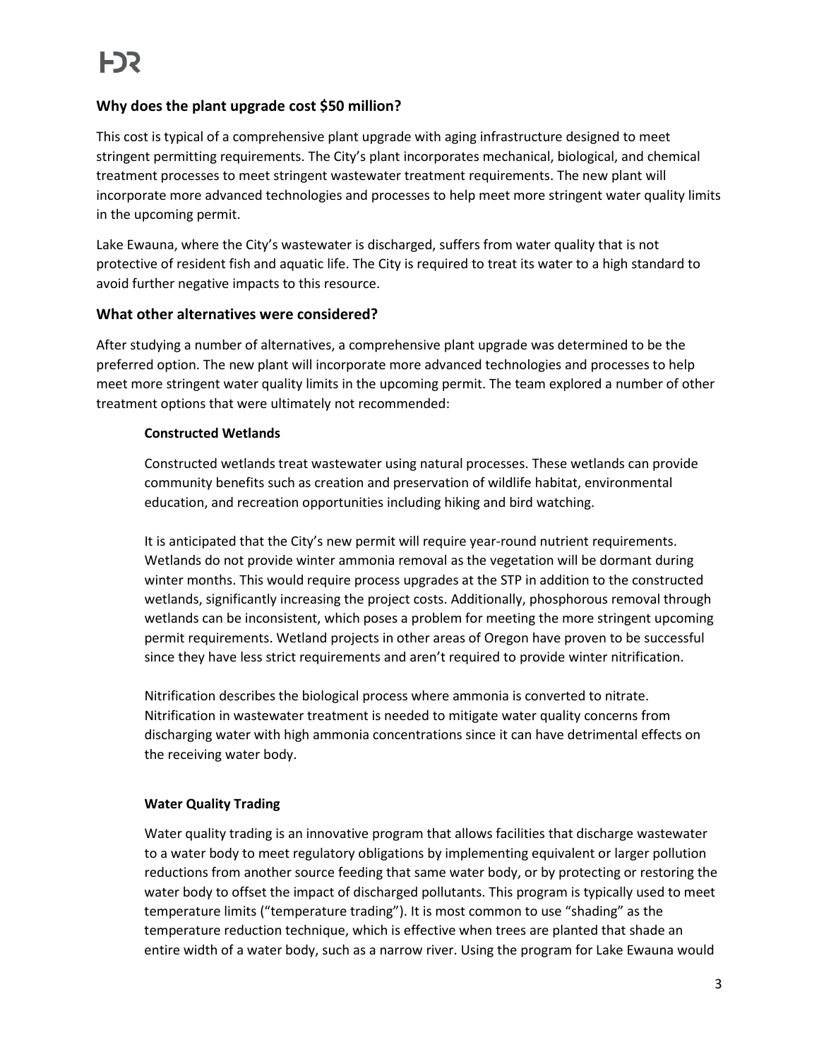## Why does the plant upgrade cost $50 million?

This cost is typical of a comprehensive plant upgrade with aging infrastructure designed to meet stringent permitting requirements. The City's plant incorporates mechanical, biological, and chemical treatment processes to meet stringent wastewater treatment requirements. The new plant will incorporate more advanced technologies and processes to help meet more stringent water quality limits in the upcoming permit.

Lake Ewauna, where the City's wastewater is discharged, suffers from water quality that is not protective of resident fish and aquatic life. The City is required to treat its water to a high standard to avoid further negative impacts to this resource.

## What other alternatives were considered?

After studying a number of alternatives, a comprehensive plant upgrade was determined to be the preferred option. The new plant will incorporate more advanced technologies and processes to help meet more stringent water quality limits in the upcoming permit. The team explored a number of other treatment options that were ultimately not recommended:

**Constructed Wetlands**

Constructed wetlands treat wastewater using natural processes. These wetlands can provide community benefits such as creation and preservation of wildlife habitat, environmental education, and recreation opportunities including hiking and bird watching.

It is anticipated that the City's new permit will require year-round nutrient requirements. Wetlands do not provide winter ammonia removal as the vegetation will be dormant during winter months. This would require process upgrades at the STP in addition to the constructed wetlands, significantly increasing the project costs. Additionally, phosphorous removal through wetlands can be inconsistent, which poses a problem for meeting the more stringent upcoming permit requirements. Wetland projects in other areas of Oregon have proven to be successful since they have less strict requirements and aren't required to provide winter nitrification.

Nitrification describes the biological process where ammonia is converted to nitrate. Nitrification in wastewater treatment is needed to mitigate water quality concerns from discharging water with high ammonia concentrations since it can have detrimental effects on the receiving water body.

**Water Quality Trading**

Water quality trading is an innovative program that allows facilities that discharge wastewater to a water body to meet regulatory obligations by implementing equivalent or larger pollution reductions from another source feeding that same water body, or by protecting or restoring the water body to offset the impact of discharged pollutants. This program is typically used to meet temperature limits ("temperature trading"). It is most common to use "shading" as the temperature reduction technique, which is effective when trees are planted that shade an entire width of a water body, such as a narrow river. Using the program for Lake Ewauna would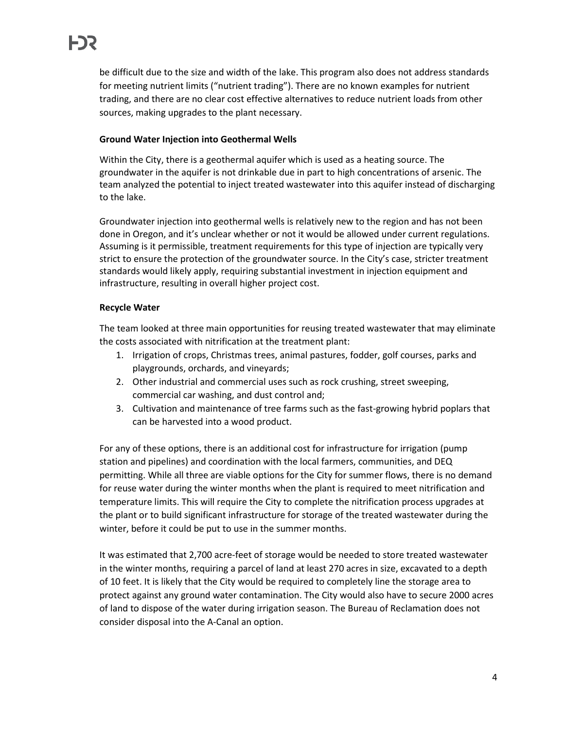be difficult due to the size and width of the lake. This program also does not address standards for meeting nutrient limits ("nutrient trading"). There are no known examples for nutrient trading, and there are no clear cost effective alternatives to reduce nutrient loads from other sources, making upgrades to the plant necessary.

**Ground Water Injection into Geothermal Wells**

Within the City, there is a geothermal aquifer which is used as a heating source. The groundwater in the aquifer is not drinkable due in part to high concentrations of arsenic. The team analyzed the potential to inject treated wastewater into this aquifer instead of discharging to the lake.

Groundwater injection into geothermal wells is relatively new to the region and has not been done in Oregon, and it's unclear whether or not it would be allowed under current regulations. Assuming is it permissible, treatment requirements for this type of injection are typically very strict to ensure the protection of the groundwater source. In the City's case, stricter treatment standards would likely apply, requiring substantial investment in injection equipment and infrastructure, resulting in overall higher project cost.

**Recycle Water**

The team looked at three main opportunities for reusing treated wastewater that may eliminate the costs associated with nitrification at the treatment plant:

1. Irrigation of crops, Christmas trees, animal pastures, fodder, golf courses, parks and playgrounds, orchards, and vineyards;
2. Other industrial and commercial uses such as rock crushing, street sweeping, commercial car washing, and dust control and;
3. Cultivation and maintenance of tree farms such as the fast-growing hybrid poplars that can be harvested into a wood product.

For any of these options, there is an additional cost for infrastructure for irrigation (pump station and pipelines) and coordination with the local farmers, communities, and DEQ permitting. While all three are viable options for the City for summer flows, there is no demand for reuse water during the winter months when the plant is required to meet nitrification and temperature limits. This will require the City to complete the nitrification process upgrades at the plant or to build significant infrastructure for storage of the treated wastewater during the winter, before it could be put to use in the summer months.

It was estimated that 2,700 acre-feet of storage would be needed to store treated wastewater in the winter months, requiring a parcel of land at least 270 acres in size, excavated to a depth of 10 feet. It is likely that the City would be required to completely line the storage area to protect against any ground water contamination. The City would also have to secure 2000 acres of land to dispose of the water during irrigation season. The Bureau of Reclamation does not consider disposal into the A-Canal an option.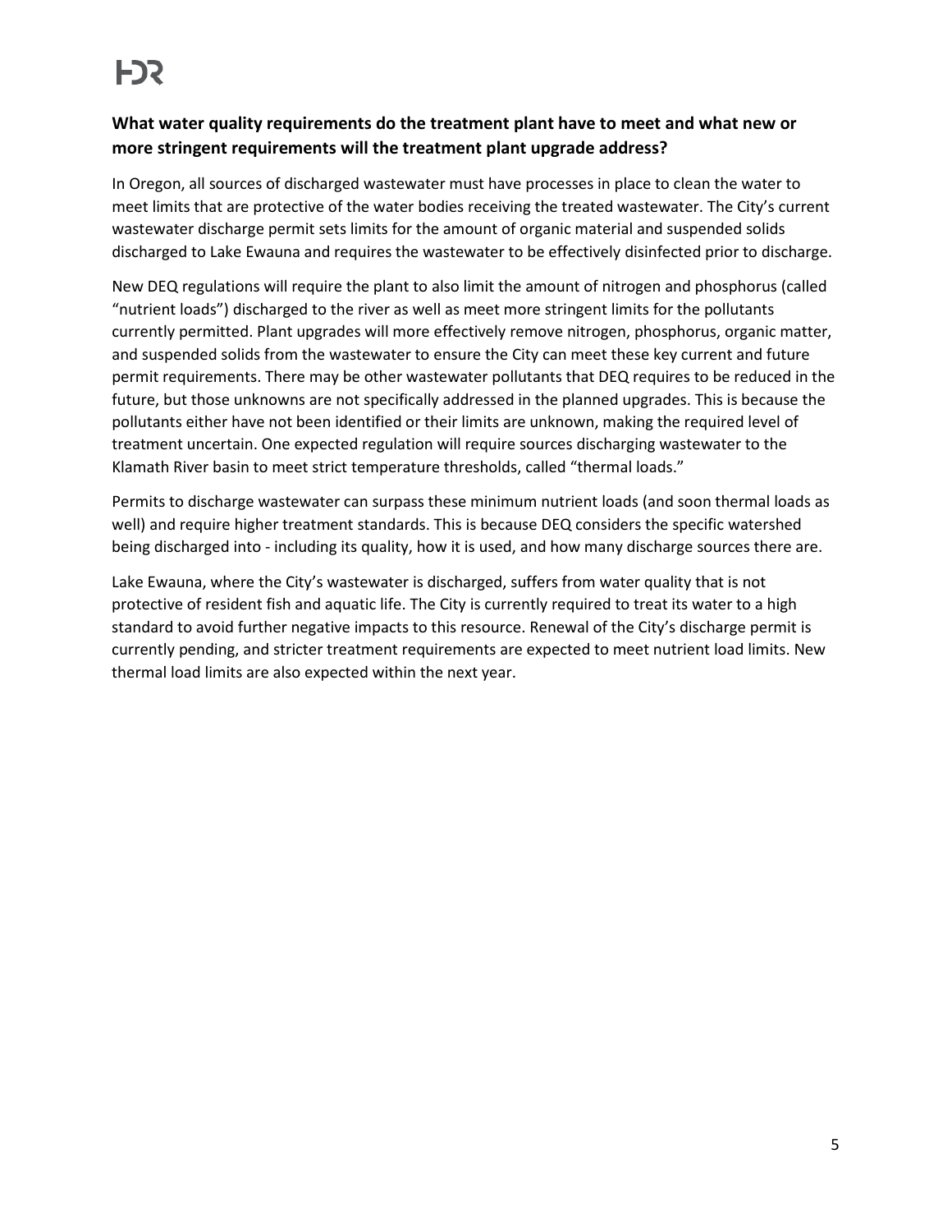### What water quality requirements do the treatment plant have to meet and what new or more stringent requirements will the treatment plant upgrade address?

In Oregon, all sources of discharged wastewater must have processes in place to clean the water to meet limits that are protective of the water bodies receiving the treated wastewater. The City's current wastewater discharge permit sets limits for the amount of organic material and suspended solids discharged to Lake Ewauna and requires the wastewater to be effectively disinfected prior to discharge.

New DEQ regulations will require the plant to also limit the amount of nitrogen and phosphorus (called "nutrient loads") discharged to the river as well as meet more stringent limits for the pollutants currently permitted. Plant upgrades will more effectively remove nitrogen, phosphorus, organic matter, and suspended solids from the wastewater to ensure the City can meet these key current and future permit requirements. There may be other wastewater pollutants that DEQ requires to be reduced in the future, but those unknowns are not specifically addressed in the planned upgrades. This is because the pollutants either have not been identified or their limits are unknown, making the required level of treatment uncertain. One expected regulation will require sources discharging wastewater to the Klamath River basin to meet strict temperature thresholds, called "thermal loads."

Permits to discharge wastewater can surpass these minimum nutrient loads (and soon thermal loads as well) and require higher treatment standards. This is because DEQ considers the specific watershed being discharged into - including its quality, how it is used, and how many discharge sources there are.

Lake Ewauna, where the City's wastewater is discharged, suffers from water quality that is not protective of resident fish and aquatic life. The City is currently required to treat its water to a high standard to avoid further negative impacts to this resource. Renewal of the City's discharge permit is currently pending, and stricter treatment requirements are expected to meet nutrient load limits. New thermal load limits are also expected within the next year.